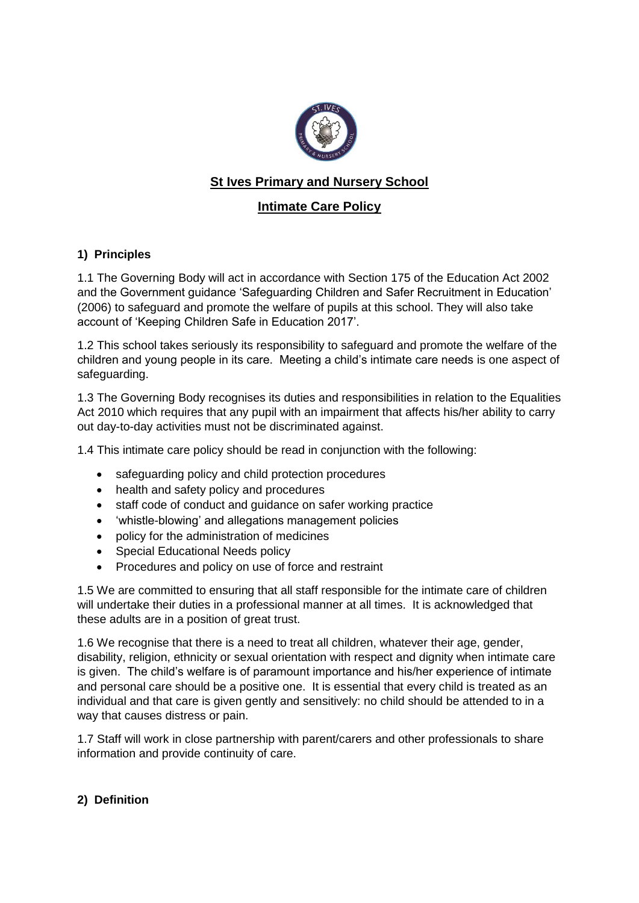**St Ives Primary and Nursery School**

**Intimate Care Policy**

## 1) Principles

1.1 The Governing Body will act in accordance with Section 175 of the Education Act 2002 and the Government guidance 'Safeguarding Children and Safer Recruitment in Education' (2006) to safeguard and promote the welfare of pupils at this school. They will also take account of 'Keeping Children Safe in Education 2017'.

1.2 This school takes seriously its responsibility to safeguard and promote the welfare of the children and young people in its care. Meeting a child's intimate care needs is one aspect of safeguarding.

1.3 The Governing Body recognises its duties and responsibilities in relation to the Equalities Act 2010 which requires that any pupil with an impairment that affects his/her ability to carry out day-to-day activities must not be discriminated against.

1.4 This intimate care policy should be read in conjunction with the following:

- safeguarding policy and child protection procedures
- health and safety policy and procedures
- staff code of conduct and guidance on safer working practice
- 'whistle-blowing' and allegations management policies
- policy for the administration of medicines
- Special Educational Needs policy
- Procedures and policy on use of force and restraint

1.5 We are committed to ensuring that all staff responsible for the intimate care of children will undertake their duties in a professional manner at all times. It is acknowledged that these adults are in a position of great trust.

1.6 We recognise that there is a need to treat all children, whatever their age, gender, disability, religion, ethnicity or sexual orientation with respect and dignity when intimate care is given. The child's welfare is of paramount importance and his/her experience of intimate and personal care should be a positive one. It is essential that every child is treated as an individual and that care is given gently and sensitively: no child should be attended to in a way that causes distress or pain.

1.7 Staff will work in close partnership with parent/carers and other professionals to share information and provide continuity of care.

## 2) Definition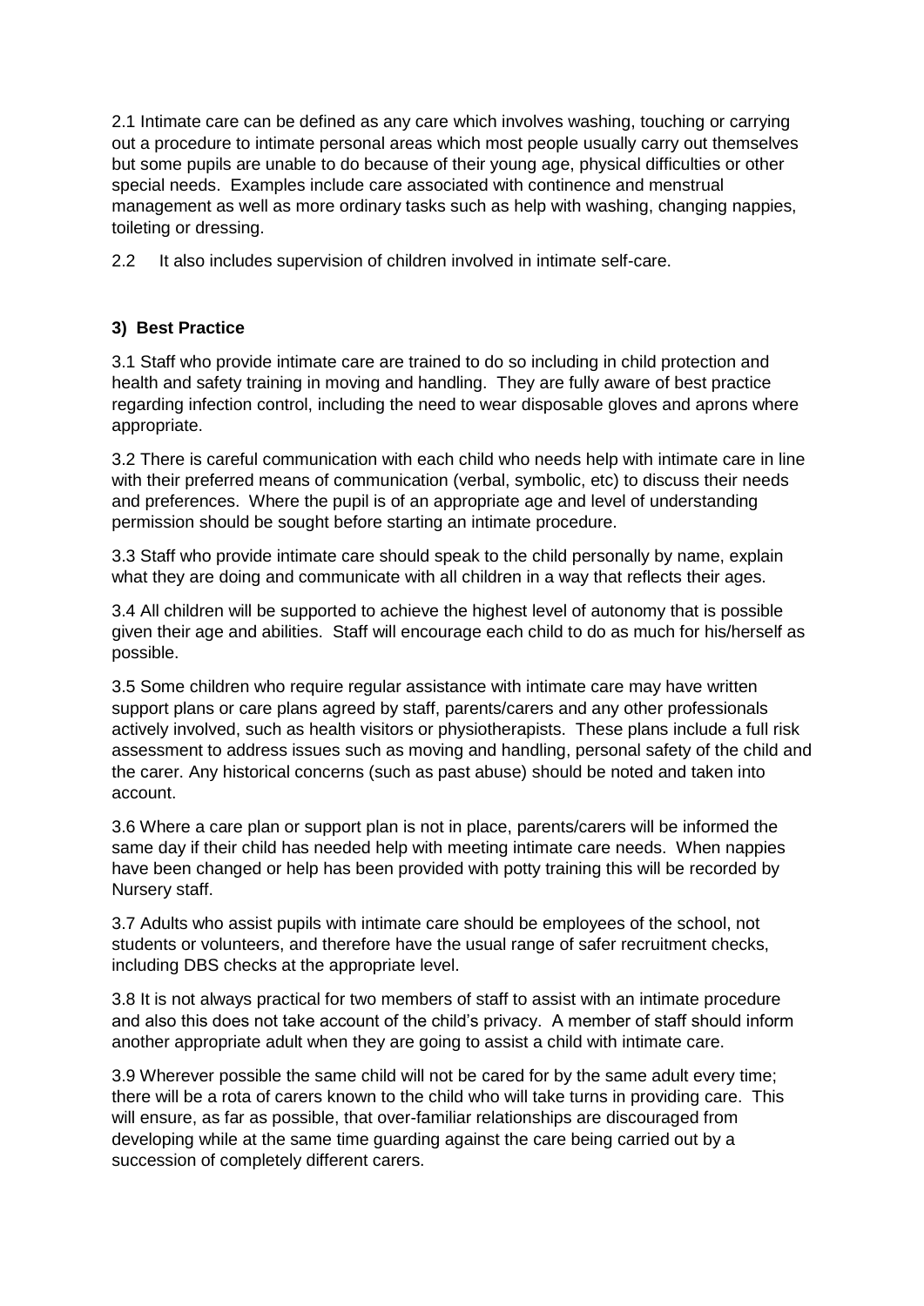2.1 Intimate care can be defined as any care which involves washing, touching or carrying out a procedure to intimate personal areas which most people usually carry out themselves but some pupils are unable to do because of their young age, physical difficulties or other special needs. Examples include care associated with continence and menstrual management as well as more ordinary tasks such as help with washing, changing nappies, toileting or dressing.

2.2 It also includes supervision of children involved in intimate self-care.

### 3) Best Practice

3.1 Staff who provide intimate care are trained to do so including in child protection and health and safety training in moving and handling. They are fully aware of best practice regarding infection control, including the need to wear disposable gloves and aprons where appropriate.

3.2 There is careful communication with each child who needs help with intimate care in line with their preferred means of communication (verbal, symbolic, etc) to discuss their needs and preferences. Where the pupil is of an appropriate age and level of understanding permission should be sought before starting an intimate procedure.

3.3 Staff who provide intimate care should speak to the child personally by name, explain what they are doing and communicate with all children in a way that reflects their ages.

3.4 All children will be supported to achieve the highest level of autonomy that is possible given their age and abilities. Staff will encourage each child to do as much for his/herself as possible.

3.5 Some children who require regular assistance with intimate care may have written support plans or care plans agreed by staff, parents/carers and any other professionals actively involved, such as health visitors or physiotherapists. These plans include a full risk assessment to address issues such as moving and handling, personal safety of the child and the carer. Any historical concerns (such as past abuse) should be noted and taken into account.

3.6 Where a care plan or support plan is not in place, parents/carers will be informed the same day if their child has needed help with meeting intimate care needs. When nappies have been changed or help has been provided with potty training this will be recorded by Nursery staff.

3.7 Adults who assist pupils with intimate care should be employees of the school, not students or volunteers, and therefore have the usual range of safer recruitment checks, including DBS checks at the appropriate level.

3.8 It is not always practical for two members of staff to assist with an intimate procedure and also this does not take account of the child's privacy. A member of staff should inform another appropriate adult when they are going to assist a child with intimate care.

3.9 Wherever possible the same child will not be cared for by the same adult every time; there will be a rota of carers known to the child who will take turns in providing care. This will ensure, as far as possible, that over-familiar relationships are discouraged from developing while at the same time guarding against the care being carried out by a succession of completely different carers.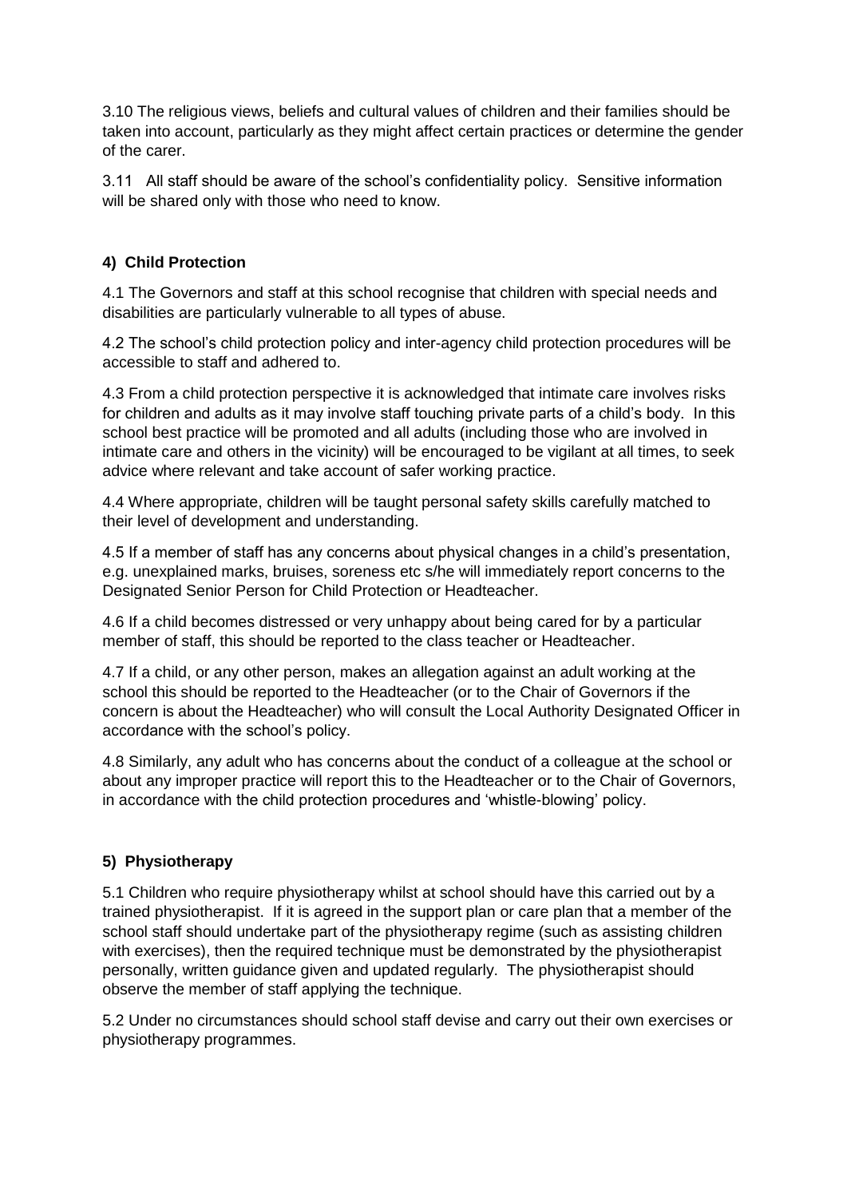3.10 The religious views, beliefs and cultural values of children and their families should be taken into account, particularly as they might affect certain practices or determine the gender of the carer.

3.11 All staff should be aware of the school's confidentiality policy. Sensitive information will be shared only with those who need to know.

## 4) Child Protection

4.1 The Governors and staff at this school recognise that children with special needs and disabilities are particularly vulnerable to all types of abuse.

4.2 The school's child protection policy and inter-agency child protection procedures will be accessible to staff and adhered to.

4.3 From a child protection perspective it is acknowledged that intimate care involves risks for children and adults as it may involve staff touching private parts of a child's body. In this school best practice will be promoted and all adults (including those who are involved in intimate care and others in the vicinity) will be encouraged to be vigilant at all times, to seek advice where relevant and take account of safer working practice.

4.4 Where appropriate, children will be taught personal safety skills carefully matched to their level of development and understanding.

4.5 If a member of staff has any concerns about physical changes in a child's presentation, e.g. unexplained marks, bruises, soreness etc s/he will immediately report concerns to the Designated Senior Person for Child Protection or Headteacher.

4.6 If a child becomes distressed or very unhappy about being cared for by a particular member of staff, this should be reported to the class teacher or Headteacher.

4.7 If a child, or any other person, makes an allegation against an adult working at the school this should be reported to the Headteacher (or to the Chair of Governors if the concern is about the Headteacher) who will consult the Local Authority Designated Officer in accordance with the school's policy.

4.8 Similarly, any adult who has concerns about the conduct of a colleague at the school or about any improper practice will report this to the Headteacher or to the Chair of Governors, in accordance with the child protection procedures and 'whistle-blowing' policy.

## 5) Physiotherapy

5.1 Children who require physiotherapy whilst at school should have this carried out by a trained physiotherapist. If it is agreed in the support plan or care plan that a member of the school staff should undertake part of the physiotherapy regime (such as assisting children with exercises), then the required technique must be demonstrated by the physiotherapist personally, written guidance given and updated regularly. The physiotherapist should observe the member of staff applying the technique.

5.2 Under no circumstances should school staff devise and carry out their own exercises or physiotherapy programmes.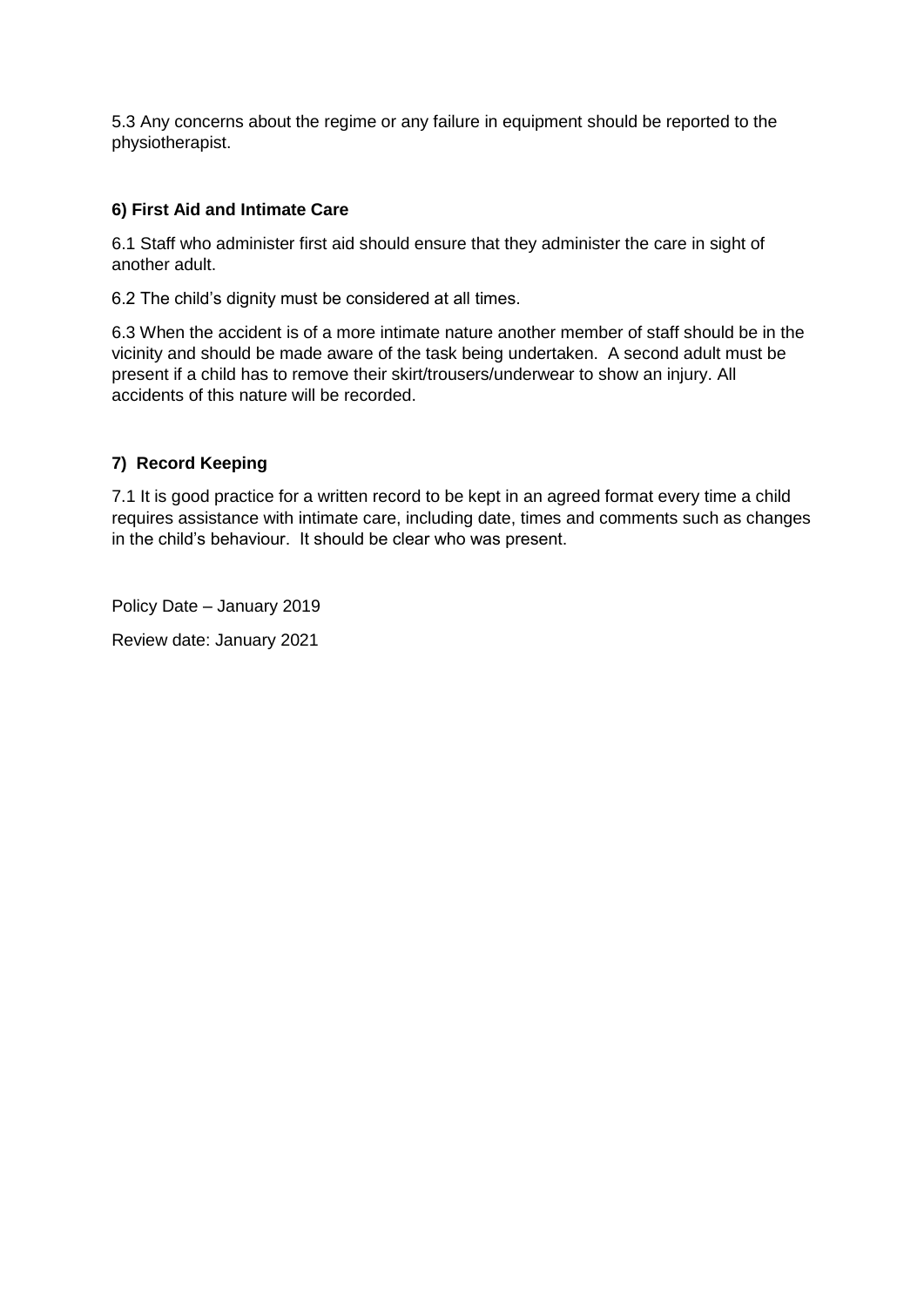5.3 Any concerns about the regime or any failure in equipment should be reported to the physiotherapist.

## 6) First Aid and Intimate Care

6.1 Staff who administer first aid should ensure that they administer the care in sight of another adult.

6.2 The child's dignity must be considered at all times.

6.3 When the accident is of a more intimate nature another member of staff should be in the vicinity and should be made aware of the task being undertaken. A second adult must be present if a child has to remove their skirt/trousers/underwear to show an injury. All accidents of this nature will be recorded.

## 7) Record Keeping

7.1 It is good practice for a written record to be kept in an agreed format every time a child requires assistance with intimate care, including date, times and comments such as changes in the child's behaviour. It should be clear who was present.

Policy Date – January 2019

Review date: January 2021